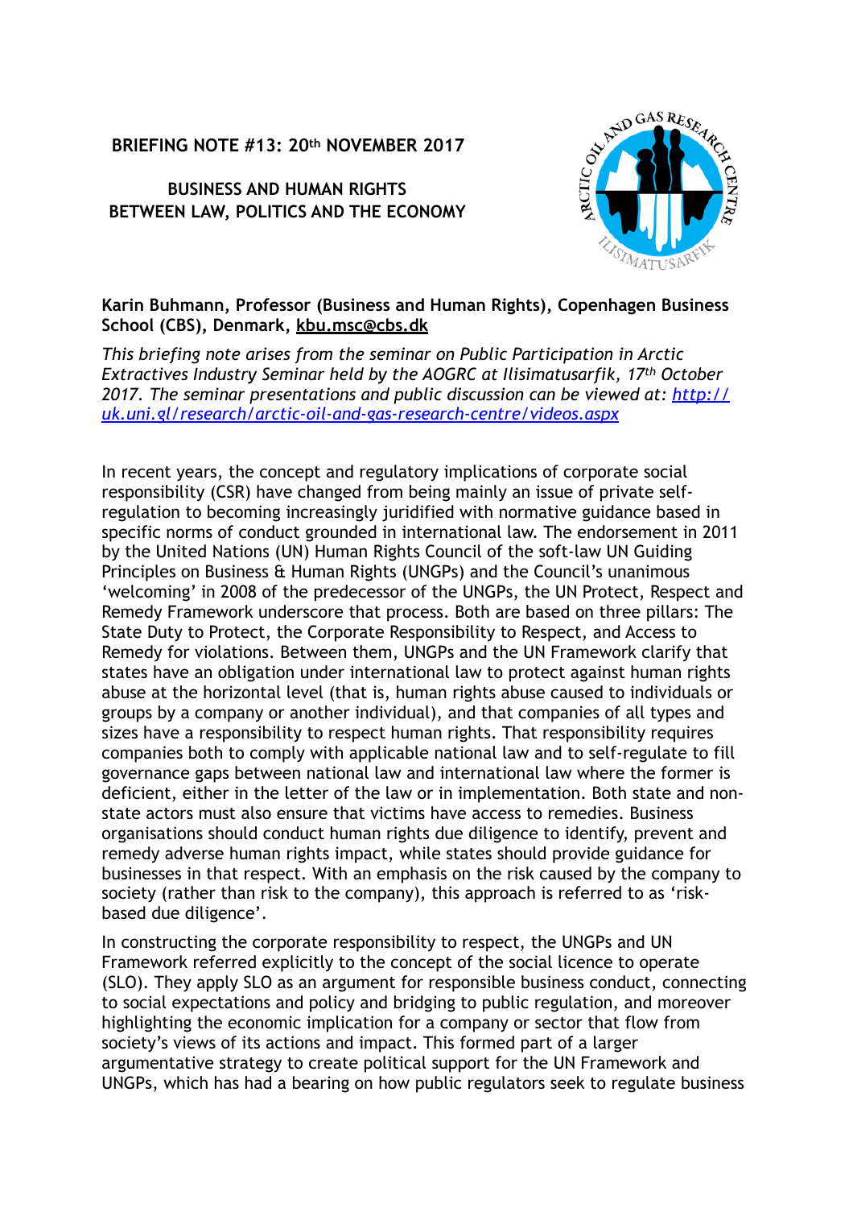**BRIEFING NOTE #13: 20th NOVEMBER 2017**

# BUSINESS AND HUMAN RIGHTS BETWEEN LAW, POLITICS AND THE ECONOMY

**Karin Buhmann, Professor (Business and Human Rights), Copenhagen Business School (CBS), Denmark, kbu.msc@cbs.dk**

*This briefing note arises from the seminar on Public Participation in Arctic Extractives Industry Seminar held by the AOGRC at Ilisimatusarfik, 17th October 2017. The seminar presentations and public discussion can be viewed at: http://uk.uni.gl/research/arctic-oil-and-gas-research-centre/videos.aspx*

In recent years, the concept and regulatory implications of corporate social responsibility (CSR) have changed from being mainly an issue of private self-regulation to becoming increasingly juridified with normative guidance based in specific norms of conduct grounded in international law. The endorsement in 2011 by the United Nations (UN) Human Rights Council of the soft-law UN Guiding Principles on Business & Human Rights (UNGPs) and the Council's unanimous 'welcoming' in 2008 of the predecessor of the UNGPs, the UN Protect, Respect and Remedy Framework underscore that process. Both are based on three pillars: The State Duty to Protect, the Corporate Responsibility to Respect, and Access to Remedy for violations. Between them, UNGPs and the UN Framework clarify that states have an obligation under international law to protect against human rights abuse at the horizontal level (that is, human rights abuse caused to individuals or groups by a company or another individual), and that companies of all types and sizes have a responsibility to respect human rights. That responsibility requires companies both to comply with applicable national law and to self-regulate to fill governance gaps between national law and international law where the former is deficient, either in the letter of the law or in implementation. Both state and non-state actors must also ensure that victims have access to remedies. Business organisations should conduct human rights due diligence to identify, prevent and remedy adverse human rights impact, while states should provide guidance for businesses in that respect. With an emphasis on the risk caused by the company to society (rather than risk to the company), this approach is referred to as 'risk-based due diligence'.

In constructing the corporate responsibility to respect, the UNGPs and UN Framework referred explicitly to the concept of the social licence to operate (SLO). They apply SLO as an argument for responsible business conduct, connecting to social expectations and policy and bridging to public regulation, and moreover highlighting the economic implication for a company or sector that flow from society's views of its actions and impact. This formed part of a larger argumentative strategy to create political support for the UN Framework and UNGPs, which has had a bearing on how public regulators seek to regulate business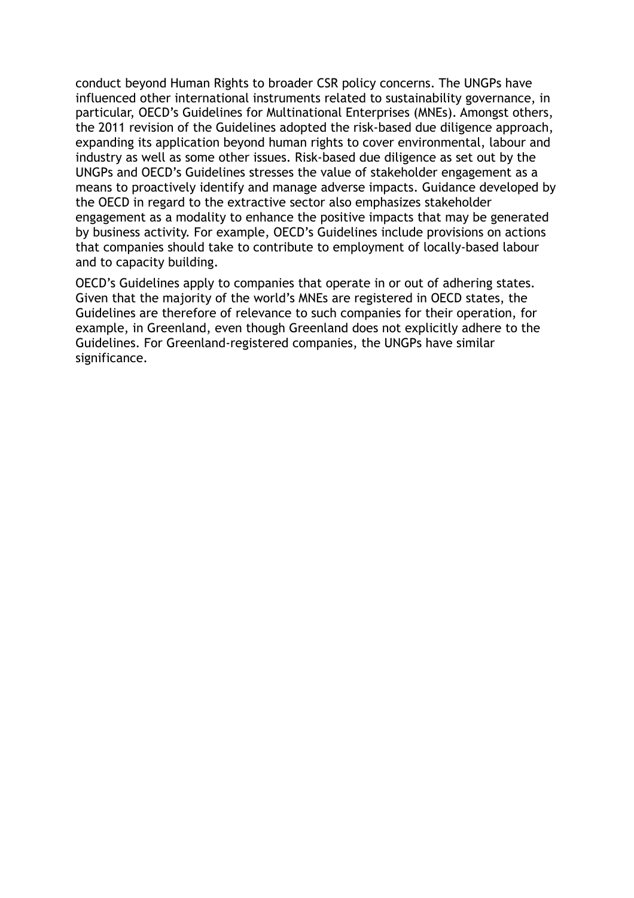conduct beyond Human Rights to broader CSR policy concerns. The UNGPs have influenced other international instruments related to sustainability governance, in particular, OECD's Guidelines for Multinational Enterprises (MNEs). Amongst others, the 2011 revision of the Guidelines adopted the risk-based due diligence approach, expanding its application beyond human rights to cover environmental, labour and industry as well as some other issues. Risk-based due diligence as set out by the UNGPs and OECD's Guidelines stresses the value of stakeholder engagement as a means to proactively identify and manage adverse impacts. Guidance developed by the OECD in regard to the extractive sector also emphasizes stakeholder engagement as a modality to enhance the positive impacts that may be generated by business activity. For example, OECD's Guidelines include provisions on actions that companies should take to contribute to employment of locally-based labour and to capacity building.

OECD's Guidelines apply to companies that operate in or out of adhering states. Given that the majority of the world's MNEs are registered in OECD states, the Guidelines are therefore of relevance to such companies for their operation, for example, in Greenland, even though Greenland does not explicitly adhere to the Guidelines. For Greenland-registered companies, the UNGPs have similar significance.